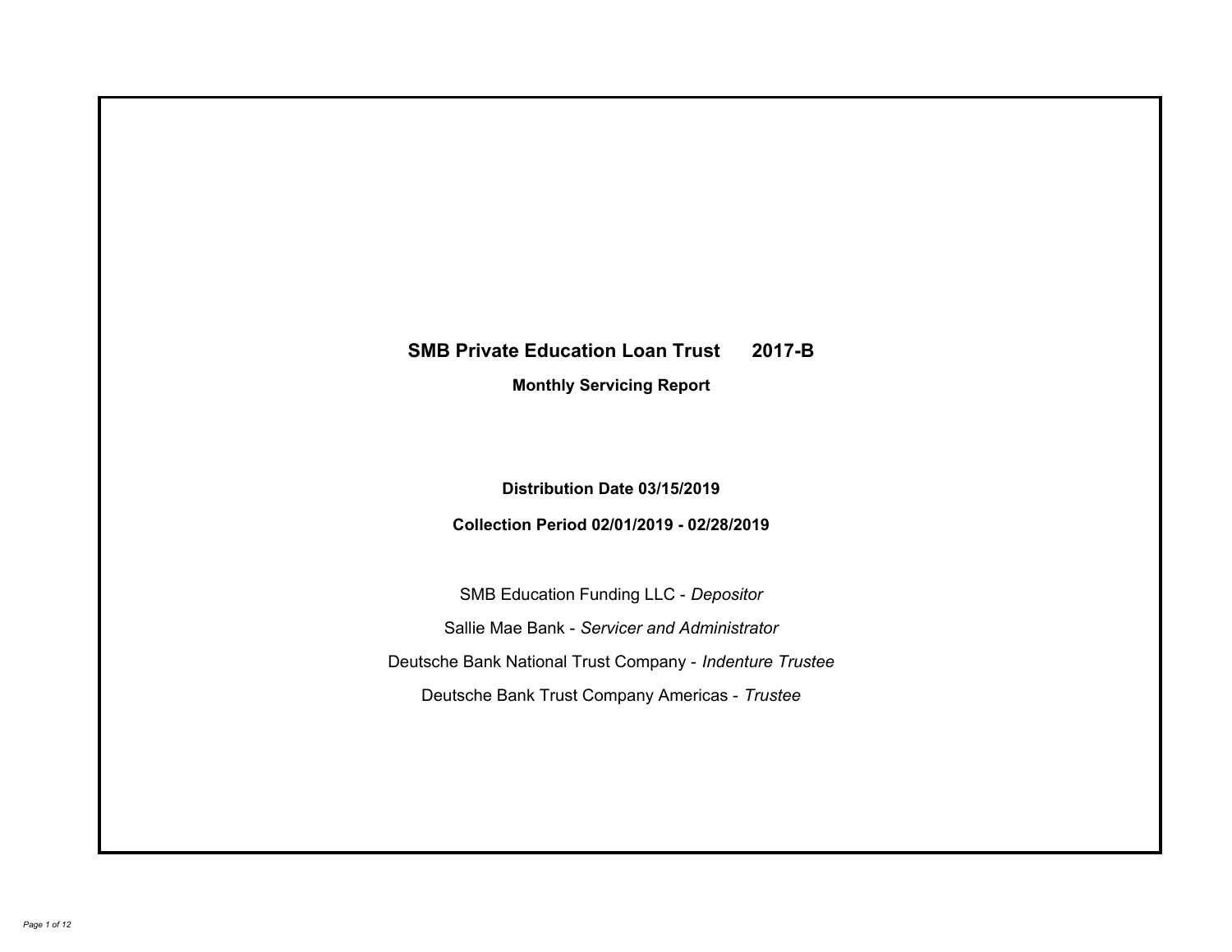# SMB Private Education Loan Trust 2017-B

## Monthly Servicing Report

**Distribution Date 03/15/2019**

**Collection Period 02/01/2019 - 02/28/2019**

SMB Education Funding LLC - *Depositor*

Sallie Mae Bank - *Servicer and Administrator*

Deutsche Bank National Trust Company - *Indenture Trustee*

Deutsche Bank Trust Company Americas - *Trustee*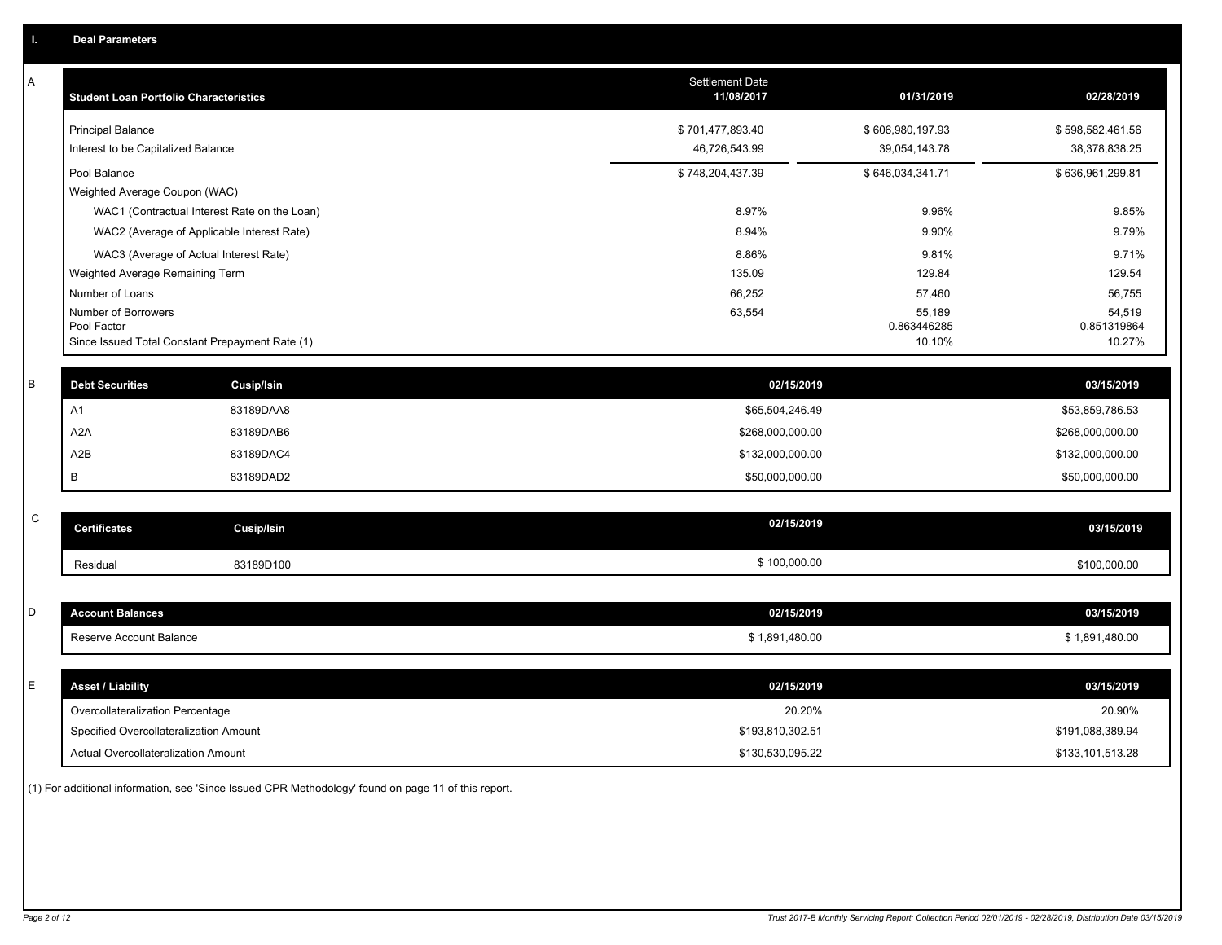## I. Deal Parameters

### A

| Student Loan Portfolio Characteristics | Settlement Date 11/08/2017 | 01/31/2019 | 02/28/2019 |
|---|---|---|---|
| Principal Balance | $ 701,477,893.40 | $ 606,980,197.93 | $ 598,582,461.56 |
| Interest to be Capitalized Balance | 46,726,543.99 | 39,054,143.78 | 38,378,838.25 |
| Pool Balance | $ 748,204,437.39 | $ 646,034,341.71 | $ 636,961,299.81 |
| Weighted Average Coupon (WAC) | | | |
| WAC1 (Contractual Interest Rate on the Loan) | 8.97% | 9.96% | 9.85% |
| WAC2 (Average of Applicable Interest Rate) | 8.94% | 9.90% | 9.79% |
| WAC3 (Average of Actual Interest Rate) | 8.86% | 9.81% | 9.71% |
| Weighted Average Remaining Term | 135.09 | 129.84 | 129.54 |
| Number of Loans | 66,252 | 57,460 | 56,755 |
| Number of Borrowers | 63,554 | 55,189 | 54,519 |
| Pool Factor | | 0.863446285 | 0.851319864 |
| Since Issued Total Constant Prepayment Rate (1) | | 10.10% | 10.27% |

### B

| Debt Securities | Cusip/Isin | 02/15/2019 | 03/15/2019 |
|---|---|---|---|
| A1 | 83189DAA8 | $65,504,246.49 | $53,859,786.53 |
| A2A | 83189DAB6 | $268,000,000.00 | $268,000,000.00 |
| A2B | 83189DAC4 | $132,000,000.00 | $132,000,000.00 |
| B | 83189DAD2 | $50,000,000.00 | $50,000,000.00 |

### C

| Certificates | Cusip/Isin | 02/15/2019 | 03/15/2019 |
|---|---|---|---|
| Residual | 83189D100 | $ 100,000.00 | $100,000.00 |

### D

| Account Balances | 02/15/2019 | 03/15/2019 |
|---|---|---|
| Reserve Account Balance | $ 1,891,480.00 | $ 1,891,480.00 |

### E

| Asset / Liability | 02/15/2019 | 03/15/2019 |
|---|---|---|
| Overcollateralization Percentage | 20.20% | 20.90% |
| Specified Overcollateralization Amount | $193,810,302.51 | $191,088,389.94 |
| Actual Overcollateralization Amount | $130,530,095.22 | $133,101,513.28 |

(1) For additional information, see 'Since Issued CPR Methodology' found on page 11 of this report.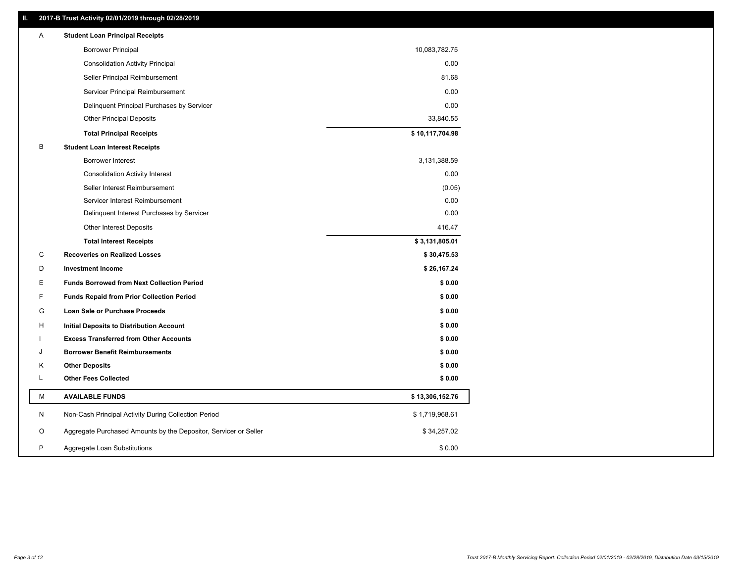## II. 2017-B Trust Activity 02/01/2019 through 02/28/2019

| | | |
|---|---|---|
| A | **Student Loan Principal Receipts** | |
| | Borrower Principal | 10,083,782.75 |
| | Consolidation Activity Principal | 0.00 |
| | Seller Principal Reimbursement | 81.68 |
| | Servicer Principal Reimbursement | 0.00 |
| | Delinquent Principal Purchases by Servicer | 0.00 |
| | Other Principal Deposits | 33,840.55 |
| | **Total Principal Receipts** | **$ 10,117,704.98** |
| B | **Student Loan Interest Receipts** | |
| | Borrower Interest | 3,131,388.59 |
| | Consolidation Activity Interest | 0.00 |
| | Seller Interest Reimbursement | (0.05) |
| | Servicer Interest Reimbursement | 0.00 |
| | Delinquent Interest Purchases by Servicer | 0.00 |
| | Other Interest Deposits | 416.47 |
| | **Total Interest Receipts** | **$ 3,131,805.01** |
| C | **Recoveries on Realized Losses** | **$ 30,475.53** |
| D | **Investment Income** | **$ 26,167.24** |
| E | **Funds Borrowed from Next Collection Period** | **$ 0.00** |
| F | **Funds Repaid from Prior Collection Period** | **$ 0.00** |
| G | **Loan Sale or Purchase Proceeds** | **$ 0.00** |
| H | **Initial Deposits to Distribution Account** | **$ 0.00** |
| I | **Excess Transferred from Other Accounts** | **$ 0.00** |
| J | **Borrower Benefit Reimbursements** | **$ 0.00** |
| K | **Other Deposits** | **$ 0.00** |
| L | **Other Fees Collected** | **$ 0.00** |
| M | **AVAILABLE FUNDS** | **$ 13,306,152.76** |
| N | Non-Cash Principal Activity During Collection Period | $ 1,719,968.61 |
| O | Aggregate Purchased Amounts by the Depositor, Servicer or Seller | $ 34,257.02 |
| P | Aggregate Loan Substitutions | $ 0.00 |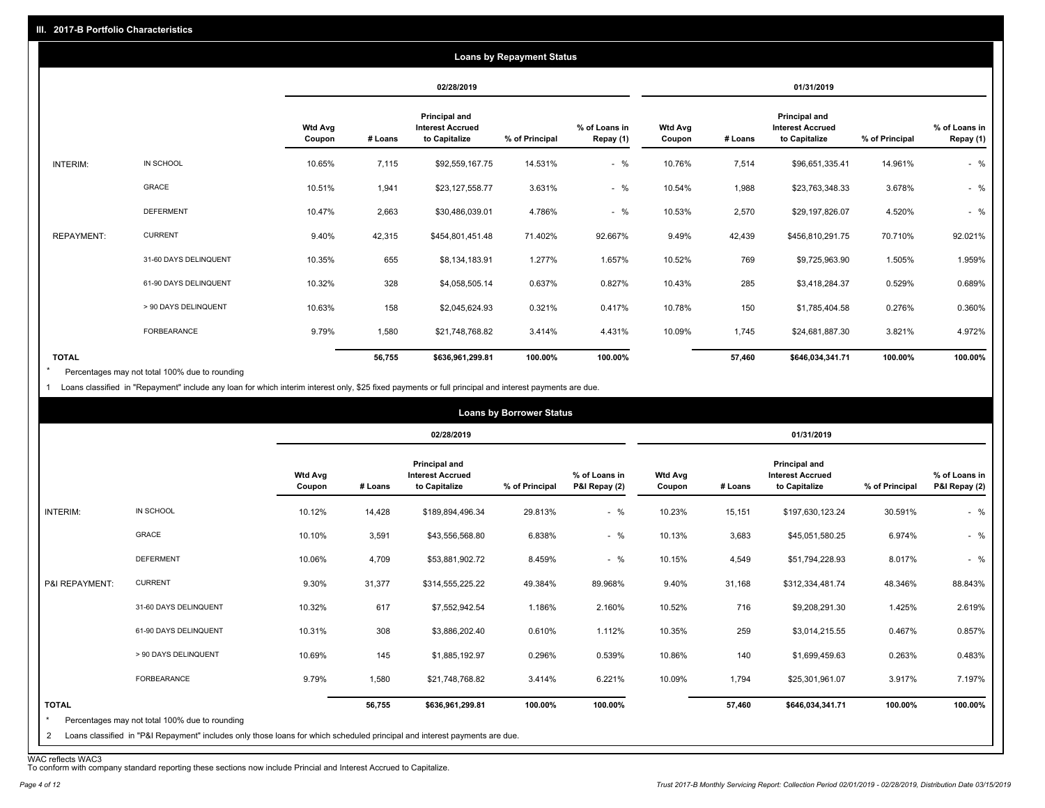## III. 2017-B Portfolio Characteristics

### Loans by Repayment Status

| | | 02/28/2019 | | | | | 01/31/2019 | | | | |
|---|---|---|---|---|---|---|---|---|---|---|---|
| | | Wtd Avg Coupon | # Loans | Principal and Interest Accrued to Capitalize | % of Principal | % of Loans in Repay (1) | Wtd Avg Coupon | # Loans | Principal and Interest Accrued to Capitalize | % of Principal | % of Loans in Repay (1) |
| INTERIM: | IN SCHOOL | 10.65% | 7,115 | $92,559,167.75 | 14.531% | - % | 10.76% | 7,514 | $96,651,335.41 | 14.961% | - % |
| | GRACE | 10.51% | 1,941 | $23,127,558.77 | 3.631% | - % | 10.54% | 1,988 | $23,763,348.33 | 3.678% | - % |
| | DEFERMENT | 10.47% | 2,663 | $30,486,039.01 | 4.786% | - % | 10.53% | 2,570 | $29,197,826.07 | 4.520% | - % |
| REPAYMENT: | CURRENT | 9.40% | 42,315 | $454,801,451.48 | 71.402% | 92.667% | 9.49% | 42,439 | $456,810,291.75 | 70.710% | 92.021% |
| | 31-60 DAYS DELINQUENT | 10.35% | 655 | $8,134,183.91 | 1.277% | 1.657% | 10.52% | 769 | $9,725,963.90 | 1.505% | 1.959% |
| | 61-90 DAYS DELINQUENT | 10.32% | 328 | $4,058,505.14 | 0.637% | 0.827% | 10.43% | 285 | $3,418,284.37 | 0.529% | 0.689% |
| | > 90 DAYS DELINQUENT | 10.63% | 158 | $2,045,624.93 | 0.321% | 0.417% | 10.78% | 150 | $1,785,404.58 | 0.276% | 0.360% |
| | FORBEARANCE | 9.79% | 1,580 | $21,748,768.82 | 3.414% | 4.431% | 10.09% | 1,745 | $24,681,887.30 | 3.821% | 4.972% |
| TOTAL | | | 56,755 | $636,961,299.81 | 100.00% | 100.00% | | 57,460 | $646,034,341.71 | 100.00% | 100.00% |

\* Percentages may not total 100% due to rounding

1 Loans classified in "Repayment" include any loan for which interim interest only, $25 fixed payments or full principal and interest payments are due.

### Loans by Borrower Status

| | | 02/28/2019 | | | | | 01/31/2019 | | | | |
|---|---|---|---|---|---|---|---|---|---|---|---|
| | | Wtd Avg Coupon | # Loans | Principal and Interest Accrued to Capitalize | % of Principal | % of Loans in P&I Repay (2) | Wtd Avg Coupon | # Loans | Principal and Interest Accrued to Capitalize | % of Principal | % of Loans in P&I Repay (2) |
| INTERIM: | IN SCHOOL | 10.12% | 14,428 | $189,894,496.34 | 29.813% | - % | 10.23% | 15,151 | $197,630,123.24 | 30.591% | - % |
| | GRACE | 10.10% | 3,591 | $43,556,568.80 | 6.838% | - % | 10.13% | 3,683 | $45,051,580.25 | 6.974% | - % |
| | DEFERMENT | 10.06% | 4,709 | $53,881,902.72 | 8.459% | - % | 10.15% | 4,549 | $51,794,228.93 | 8.017% | - % |
| P&I REPAYMENT: | CURRENT | 9.30% | 31,377 | $314,555,225.22 | 49.384% | 89.968% | 9.40% | 31,168 | $312,334,481.74 | 48.346% | 88.843% |
| | 31-60 DAYS DELINQUENT | 10.32% | 617 | $7,552,942.54 | 1.186% | 2.160% | 10.52% | 716 | $9,208,291.30 | 1.425% | 2.619% |
| | 61-90 DAYS DELINQUENT | 10.31% | 308 | $3,886,202.40 | 0.610% | 1.112% | 10.35% | 259 | $3,014,215.55 | 0.467% | 0.857% |
| | > 90 DAYS DELINQUENT | 10.69% | 145 | $1,885,192.97 | 0.296% | 0.539% | 10.86% | 140 | $1,699,459.63 | 0.263% | 0.483% |
| | FORBEARANCE | 9.79% | 1,580 | $21,748,768.82 | 3.414% | 6.221% | 10.09% | 1,794 | $25,301,961.07 | 3.917% | 7.197% |
| TOTAL | | | 56,755 | $636,961,299.81 | 100.00% | 100.00% | | 57,460 | $646,034,341.71 | 100.00% | 100.00% |

\* Percentages may not total 100% due to rounding

2 Loans classified in "P&I Repayment" includes only those loans for which scheduled principal and interest payments are due.

WAC reflects WAC3

To conform with company standard reporting these sections now include Princial and Interest Accrued to Capitalize.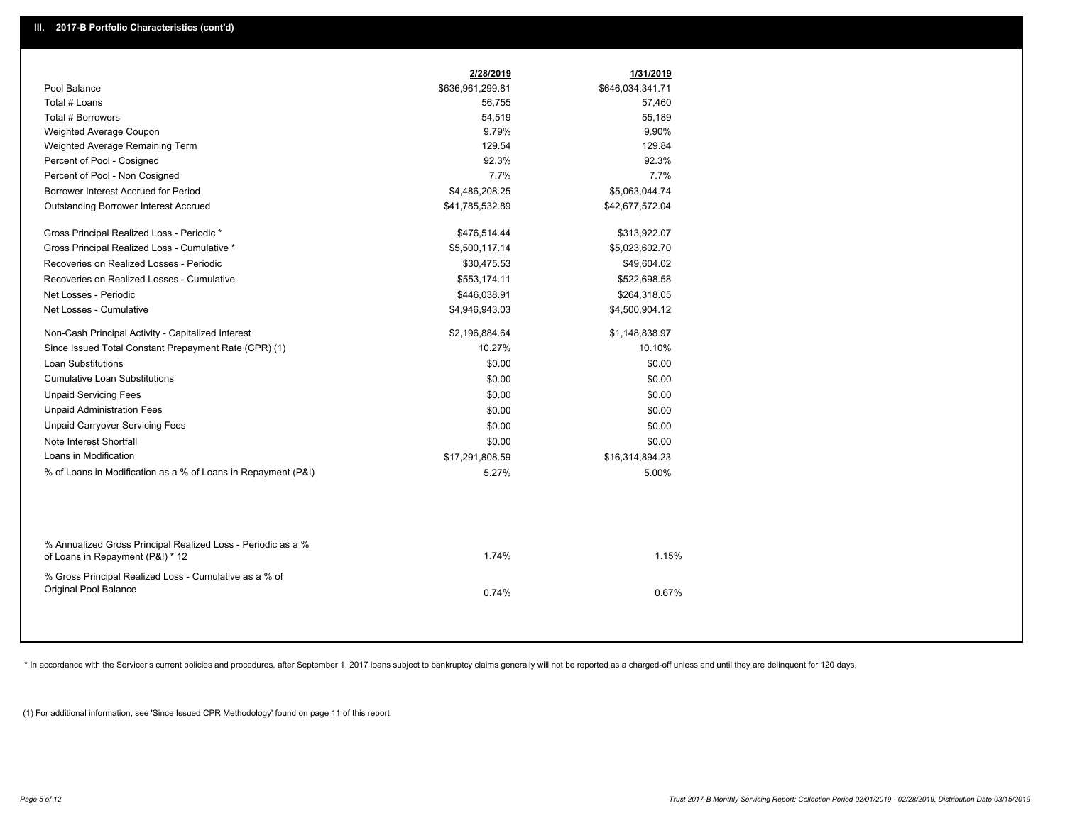## III. 2017-B Portfolio Characteristics (cont'd)

| | 2/28/2019 | 1/31/2019 |
|---|---|---|
| Pool Balance | $636,961,299.81 | $646,034,341.71 |
| Total # Loans | 56,755 | 57,460 |
| Total # Borrowers | 54,519 | 55,189 |
| Weighted Average Coupon | 9.79% | 9.90% |
| Weighted Average Remaining Term | 129.54 | 129.84 |
| Percent of Pool - Cosigned | 92.3% | 92.3% |
| Percent of Pool - Non Cosigned | 7.7% | 7.7% |
| Borrower Interest Accrued for Period | $4,486,208.25 | $5,063,044.74 |
| Outstanding Borrower Interest Accrued | $41,785,532.89 | $42,677,572.04 |
| Gross Principal Realized Loss - Periodic * | $476,514.44 | $313,922.07 |
| Gross Principal Realized Loss - Cumulative * | $5,500,117.14 | $5,023,602.70 |
| Recoveries on Realized Losses - Periodic | $30,475.53 | $49,604.02 |
| Recoveries on Realized Losses - Cumulative | $553,174.11 | $522,698.58 |
| Net Losses - Periodic | $446,038.91 | $264,318.05 |
| Net Losses - Cumulative | $4,946,943.03 | $4,500,904.12 |
| Non-Cash Principal Activity - Capitalized Interest | $2,196,884.64 | $1,148,838.97 |
| Since Issued Total Constant Prepayment Rate (CPR) (1) | 10.27% | 10.10% |
| Loan Substitutions | $0.00 | $0.00 |
| Cumulative Loan Substitutions | $0.00 | $0.00 |
| Unpaid Servicing Fees | $0.00 | $0.00 |
| Unpaid Administration Fees | $0.00 | $0.00 |
| Unpaid Carryover Servicing Fees | $0.00 | $0.00 |
| Note Interest Shortfall | $0.00 | $0.00 |
| Loans in Modification | $17,291,808.59 | $16,314,894.23 |
| % of Loans in Modification as a % of Loans in Repayment (P&I) | 5.27% | 5.00% |
| % Annualized Gross Principal Realized Loss - Periodic as a % of Loans in Repayment (P&I) * 12 | 1.74% | 1.15% |
| % Gross Principal Realized Loss - Cumulative as a % of Original Pool Balance | 0.74% | 0.67% |

* In accordance with the Servicer's current policies and procedures, after September 1, 2017 loans subject to bankruptcy claims generally will not be reported as a charged-off unless and until they are delinquent for 120 days.

(1) For additional information, see 'Since Issued CPR Methodology' found on page 11 of this report.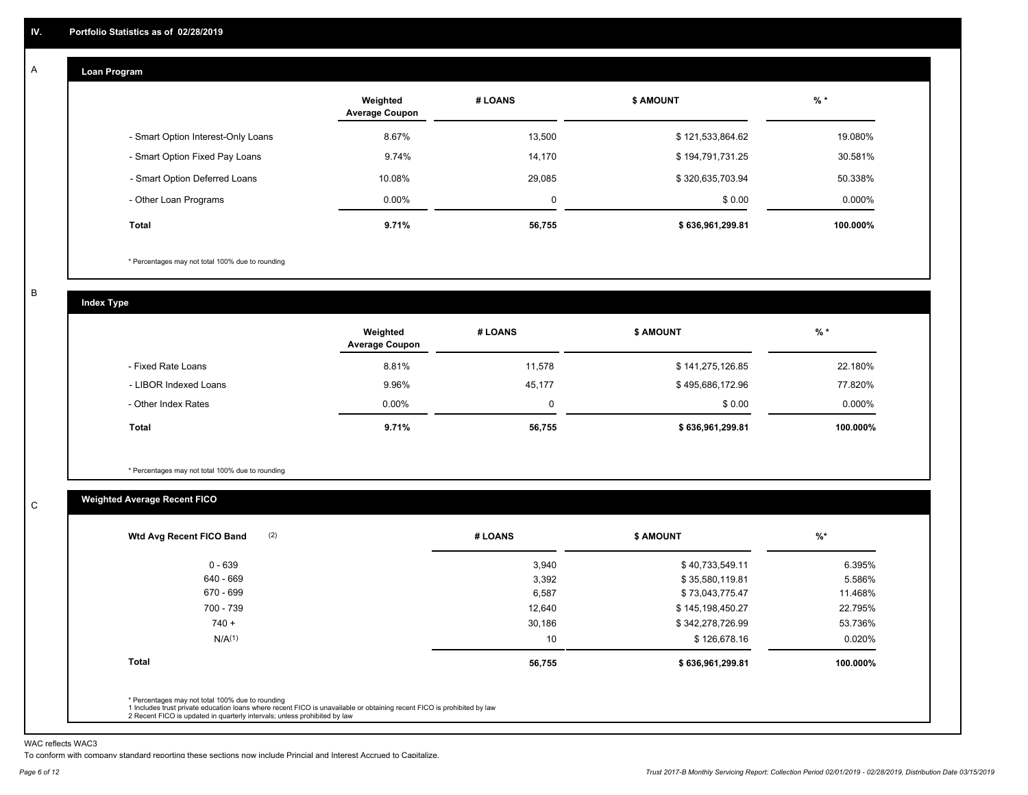## IV. Portfolio Statistics as of 02/28/2019

### A

#### Loan Program

| | Weighted Average Coupon | # LOANS | $ AMOUNT | % * |
|---|---|---|---|---|
| - Smart Option Interest-Only Loans | 8.67% | 13,500 | $ 121,533,864.62 | 19.080% |
| - Smart Option Fixed Pay Loans | 9.74% | 14,170 | $ 194,791,731.25 | 30.581% |
| - Smart Option Deferred Loans | 10.08% | 29,085 | $ 320,635,703.94 | 50.338% |
| - Other Loan Programs | 0.00% | 0 | $ 0.00 | 0.000% |
| **Total** | **9.71%** | **56,755** | **$ 636,961,299.81** | **100.000%** |

\* Percentages may not total 100% due to rounding

### B

#### Index Type

| | Weighted Average Coupon | # LOANS | $ AMOUNT | % * |
|---|---|---|---|---|
| - Fixed Rate Loans | 8.81% | 11,578 | $ 141,275,126.85 | 22.180% |
| - LIBOR Indexed Loans | 9.96% | 45,177 | $ 495,686,172.96 | 77.820% |
| - Other Index Rates | 0.00% | 0 | $ 0.00 | 0.000% |
| **Total** | **9.71%** | **56,755** | **$ 636,961,299.81** | **100.000%** |

\* Percentages may not total 100% due to rounding

### C

#### Weighted Average Recent FICO

| Wtd Avg Recent FICO Band (2) | # LOANS | $ AMOUNT | %* |
|---|---|---|---|
| 0 - 639 | 3,940 | $ 40,733,549.11 | 6.395% |
| 640 - 669 | 3,392 | $ 35,580,119.81 | 5.586% |
| 670 - 699 | 6,587 | $ 73,043,775.47 | 11.468% |
| 700 - 739 | 12,640 | $ 145,198,450.27 | 22.795% |
| 740 + | 30,186 | $ 342,278,726.99 | 53.736% |
| N/A(1) | 10 | $ 126,678.16 | 0.020% |
| **Total** | **56,755** | **$ 636,961,299.81** | **100.000%** |

\* Percentages may not total 100% due to rounding
1 Includes trust private education loans where recent FICO is unavailable or obtaining recent FICO is prohibited by law
2 Recent FICO is updated in quarterly intervals; unless prohibited by law

WAC reflects WAC3
To conform with company standard reporting these sections now include Princial and Interest Accrued to Capitalize.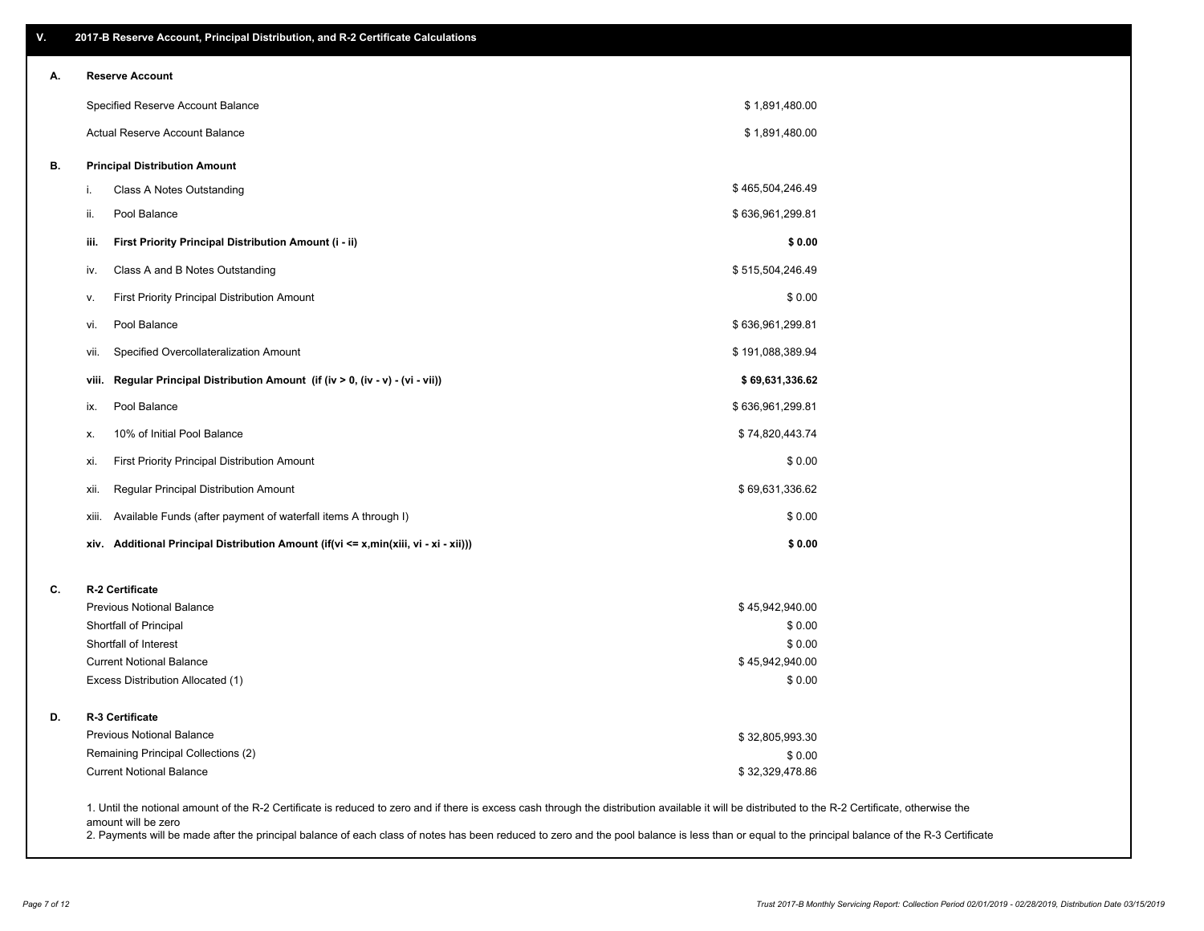## V. 2017-B Reserve Account, Principal Distribution, and R-2 Certificate Calculations

### A. Reserve Account

| | |
|---|---|
| Specified Reserve Account Balance | $ 1,891,480.00 |
| Actual Reserve Account Balance | $ 1,891,480.00 |

### B. Principal Distribution Amount

| | | |
|---|---|---|
| i. | Class A Notes Outstanding | $ 465,504,246.49 |
| ii. | Pool Balance | $ 636,961,299.81 |
| **iii.** | **First Priority Principal Distribution Amount (i - ii)** | **$ 0.00** |
| iv. | Class A and B Notes Outstanding | $ 515,504,246.49 |
| v. | First Priority Principal Distribution Amount | $ 0.00 |
| vi. | Pool Balance | $ 636,961,299.81 |
| vii. | Specified Overcollateralization Amount | $ 191,088,389.94 |
| **viii.** | **Regular Principal Distribution Amount (if (iv > 0, (iv - v) - (vi - vii))** | **$ 69,631,336.62** |
| ix. | Pool Balance | $ 636,961,299.81 |
| x. | 10% of Initial Pool Balance | $ 74,820,443.74 |
| xi. | First Priority Principal Distribution Amount | $ 0.00 |
| xii. | Regular Principal Distribution Amount | $ 69,631,336.62 |
| xiii. | Available Funds (after payment of waterfall items A through I) | $ 0.00 |
| **xiv.** | **Additional Principal Distribution Amount (if(vi <= x,min(xiii, vi - xi - xii)))** | **$ 0.00** |

### C. R-2 Certificate

| | |
|---|---|
| Previous Notional Balance | $ 45,942,940.00 |
| Shortfall of Principal | $ 0.00 |
| Shortfall of Interest | $ 0.00 |
| Current Notional Balance | $ 45,942,940.00 |
| Excess Distribution Allocated (1) | $ 0.00 |

### D. R-3 Certificate

| | |
|---|---|
| Previous Notional Balance | $ 32,805,993.30 |
| Remaining Principal Collections (2) | $ 0.00 |
| Current Notional Balance | $ 32,329,478.86 |

1. Until the notional amount of the R-2 Certificate is reduced to zero and if there is excess cash through the distribution available it will be distributed to the R-2 Certificate, otherwise the amount will be zero
2. Payments will be made after the principal balance of each class of notes has been reduced to zero and the pool balance is less than or equal to the principal balance of the R-3 Certificate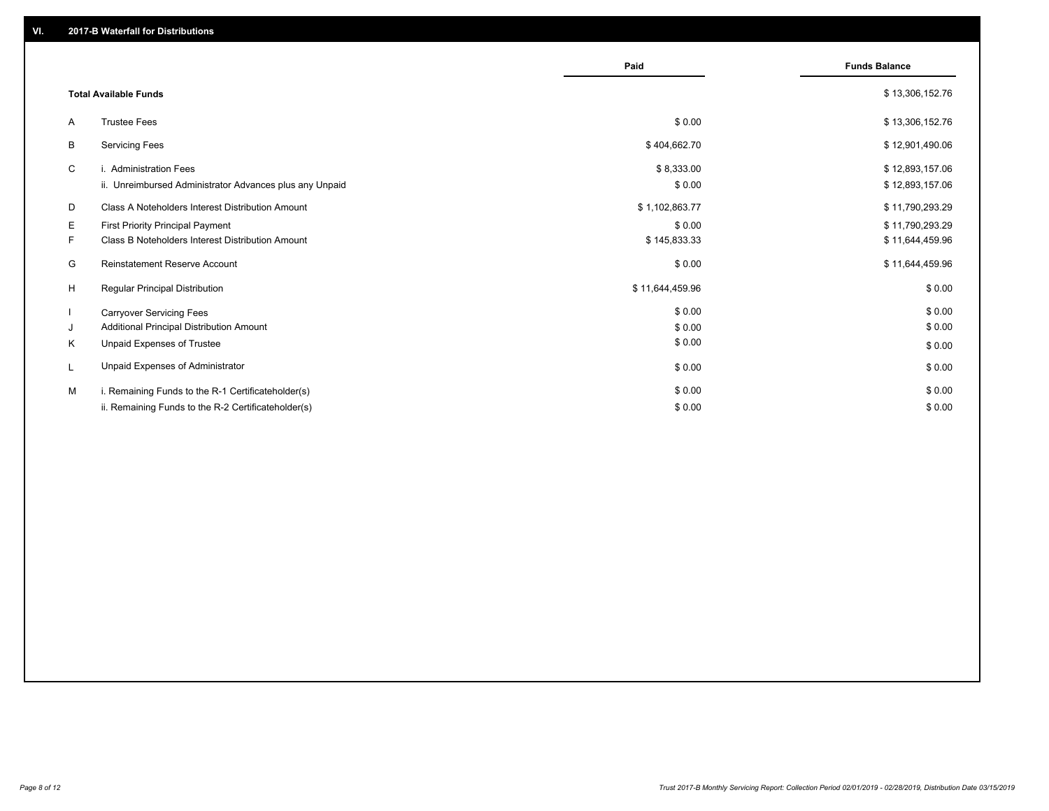## VI. 2017-B Waterfall for Distributions

| | | Paid | Funds Balance |
|---|---|---|---|
| | **Total Available Funds** | | $ 13,306,152.76 |
| A | Trustee Fees | $ 0.00 | $ 13,306,152.76 |
| B | Servicing Fees | $ 404,662.70 | $ 12,901,490.06 |
| C | i. Administration Fees | $ 8,333.00 | $ 12,893,157.06 |
| | ii. Unreimbursed Administrator Advances plus any Unpaid | $ 0.00 | $ 12,893,157.06 |
| D | Class A Noteholders Interest Distribution Amount | $ 1,102,863.77 | $ 11,790,293.29 |
| E | First Priority Principal Payment | $ 0.00 | $ 11,790,293.29 |
| F | Class B Noteholders Interest Distribution Amount | $ 145,833.33 | $ 11,644,459.96 |
| G | Reinstatement Reserve Account | $ 0.00 | $ 11,644,459.96 |
| H | Regular Principal Distribution | $ 11,644,459.96 | $ 0.00 |
| I | Carryover Servicing Fees | $ 0.00 | $ 0.00 |
| J | Additional Principal Distribution Amount | $ 0.00 | $ 0.00 |
| K | Unpaid Expenses of Trustee | $ 0.00 | $ 0.00 |
| L | Unpaid Expenses of Administrator | $ 0.00 | $ 0.00 |
| M | i. Remaining Funds to the R-1 Certificateholder(s) | $ 0.00 | $ 0.00 |
| | ii. Remaining Funds to the R-2 Certificateholder(s) | $ 0.00 | $ 0.00 |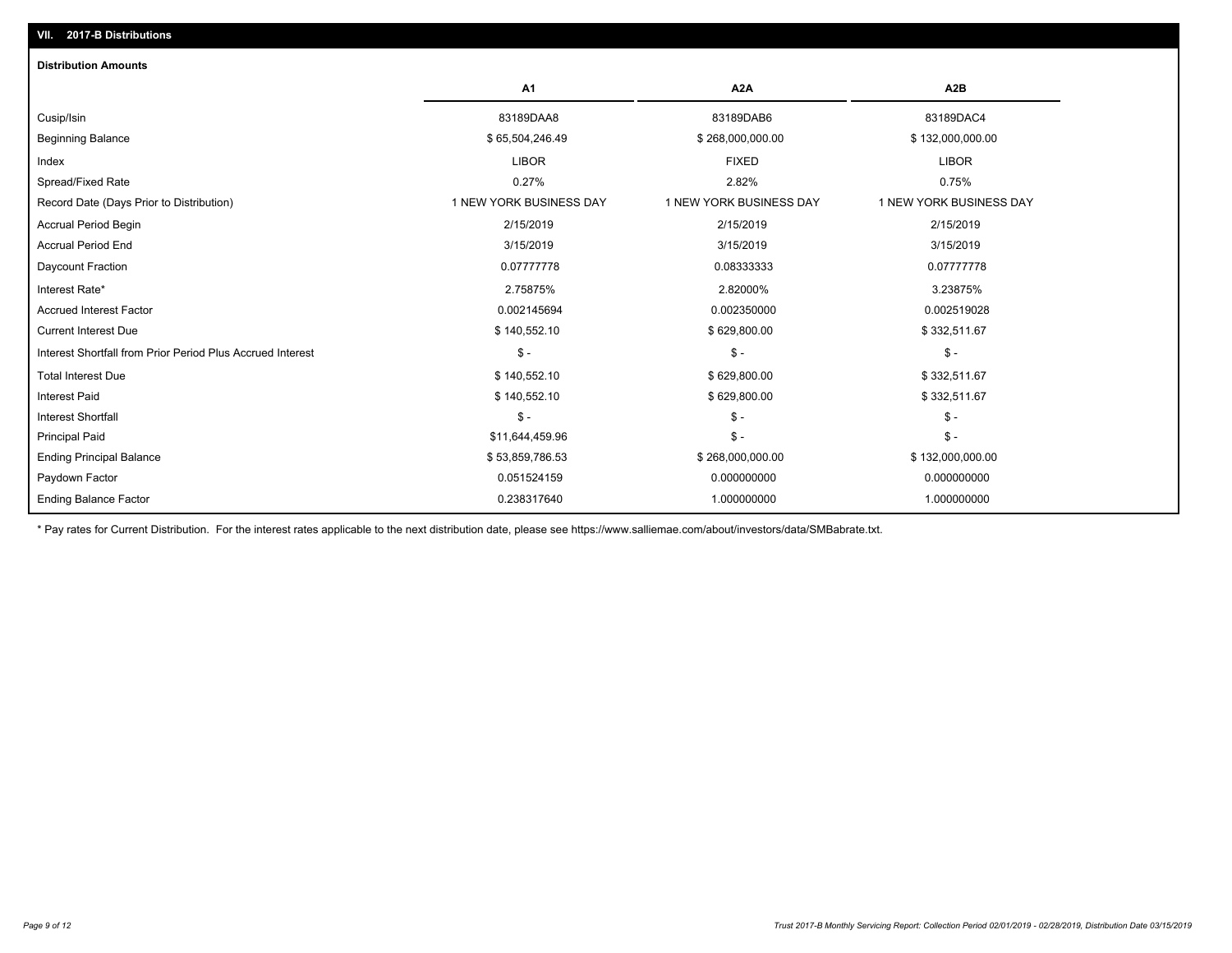## VII. 2017-B Distributions

### Distribution Amounts

| | A1 | A2A | A2B |
|---|---|---|---|
| Cusip/Isin | 83189DAA8 | 83189DAB6 | 83189DAC4 |
| Beginning Balance | $ 65,504,246.49 | $ 268,000,000.00 | $ 132,000,000.00 |
| Index | LIBOR | FIXED | LIBOR |
| Spread/Fixed Rate | 0.27% | 2.82% | 0.75% |
| Record Date (Days Prior to Distribution) | 1 NEW YORK BUSINESS DAY | 1 NEW YORK BUSINESS DAY | 1 NEW YORK BUSINESS DAY |
| Accrual Period Begin | 2/15/2019 | 2/15/2019 | 2/15/2019 |
| Accrual Period End | 3/15/2019 | 3/15/2019 | 3/15/2019 |
| Daycount Fraction | 0.07777778 | 0.08333333 | 0.07777778 |
| Interest Rate* | 2.75875% | 2.82000% | 3.23875% |
| Accrued Interest Factor | 0.002145694 | 0.002350000 | 0.002519028 |
| Current Interest Due | $ 140,552.10 | $ 629,800.00 | $ 332,511.67 |
| Interest Shortfall from Prior Period Plus Accrued Interest | $ - | $ - | $ - |
| Total Interest Due | $ 140,552.10 | $ 629,800.00 | $ 332,511.67 |
| Interest Paid | $ 140,552.10 | $ 629,800.00 | $ 332,511.67 |
| Interest Shortfall | $ - | $ - | $ - |
| Principal Paid | $11,644,459.96 | $ - | $ - |
| Ending Principal Balance | $ 53,859,786.53 | $ 268,000,000.00 | $ 132,000,000.00 |
| Paydown Factor | 0.051524159 | 0.000000000 | 0.000000000 |
| Ending Balance Factor | 0.238317640 | 1.000000000 | 1.000000000 |

* Pay rates for Current Distribution. For the interest rates applicable to the next distribution date, please see https://www.salliemae.com/about/investors/data/SMBabrate.txt.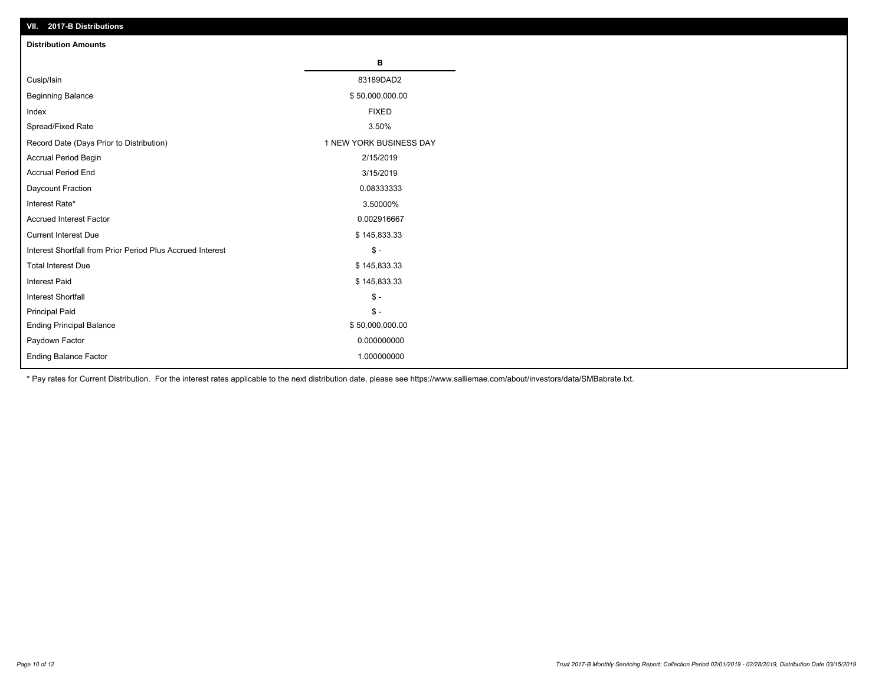## VII. 2017-B Distributions

### Distribution Amounts

| | B |
|---|---|
| Cusip/Isin | 83189DAD2 |
| Beginning Balance | $ 50,000,000.00 |
| Index | FIXED |
| Spread/Fixed Rate | 3.50% |
| Record Date (Days Prior to Distribution) | 1 NEW YORK BUSINESS DAY |
| Accrual Period Begin | 2/15/2019 |
| Accrual Period End | 3/15/2019 |
| Daycount Fraction | 0.08333333 |
| Interest Rate* | 3.50000% |
| Accrued Interest Factor | 0.002916667 |
| Current Interest Due | $ 145,833.33 |
| Interest Shortfall from Prior Period Plus Accrued Interest | $ - |
| Total Interest Due | $ 145,833.33 |
| Interest Paid | $ 145,833.33 |
| Interest Shortfall | $ - |
| Principal Paid | $ - |
| Ending Principal Balance | $ 50,000,000.00 |
| Paydown Factor | 0.000000000 |
| Ending Balance Factor | 1.000000000 |

* Pay rates for Current Distribution. For the interest rates applicable to the next distribution date, please see https://www.salliemae.com/about/investors/data/SMBabrate.txt.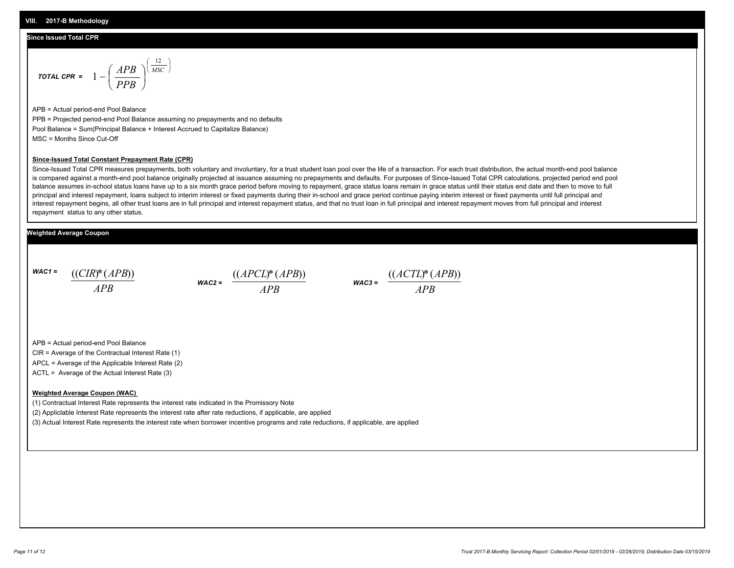## VIII. 2017-B Methodology

### Since Issued Total CPR

$$\textbf{TOTAL CPR} = 1 - \left(\frac{APB}{PPB}\right)^{\left(\frac{12}{MSC}\right)}$$

APB = Actual period-end Pool Balance

PPB = Projected period-end Pool Balance assuming no prepayments and no defaults

Pool Balance = Sum(Principal Balance + Interest Accrued to Capitalize Balance)

MSC = Months Since Cut-Off

**Since-Issued Total Constant Prepayment Rate (CPR)**

Since-Issued Total CPR measures prepayments, both voluntary and involuntary, for a trust student loan pool over the life of a transaction. For each trust distribution, the actual month-end pool balance is compared against a month-end pool balance originally projected at issuance assuming no prepayments and defaults. For purposes of Since-Issued Total CPR calculations, projected period end pool balance assumes in-school status loans have up to a six month grace period before moving to repayment, grace status loans remain in grace status until their status end date and then to move to full principal and interest repayment, loans subject to interim interest or fixed payments during their in-school and grace period continue paying interim interest or fixed payments until full principal and interest repayment begins, all other trust loans are in full principal and interest repayment status, and that no trust loan in full principal and interest repayment moves from full principal and interest repayment status to any other status.

### Weighted Average Coupon

$$\textbf{WAC1} = \frac{((CIR)*(APB))}{APB} \qquad \textbf{WAC2} = \frac{((APCL)*(APB))}{APB} \qquad \textbf{WAC3} = \frac{((ACTL)*(APB))}{APB}$$

APB = Actual period-end Pool Balance

CIR = Average of the Contractual Interest Rate (1)

APCL = Average of the Applicable Interest Rate (2)

ACTL = Average of the Actual Interest Rate (3)

**Weighted Average Coupon (WAC)**

(1) Contractual Interest Rate represents the interest rate indicated in the Promissory Note

(2) Appliclable Interest Rate represents the interest rate after rate reductions, if applicable, are applied

(3) Actual Interest Rate represents the interest rate when borrower incentive programs and rate reductions, if applicable, are applied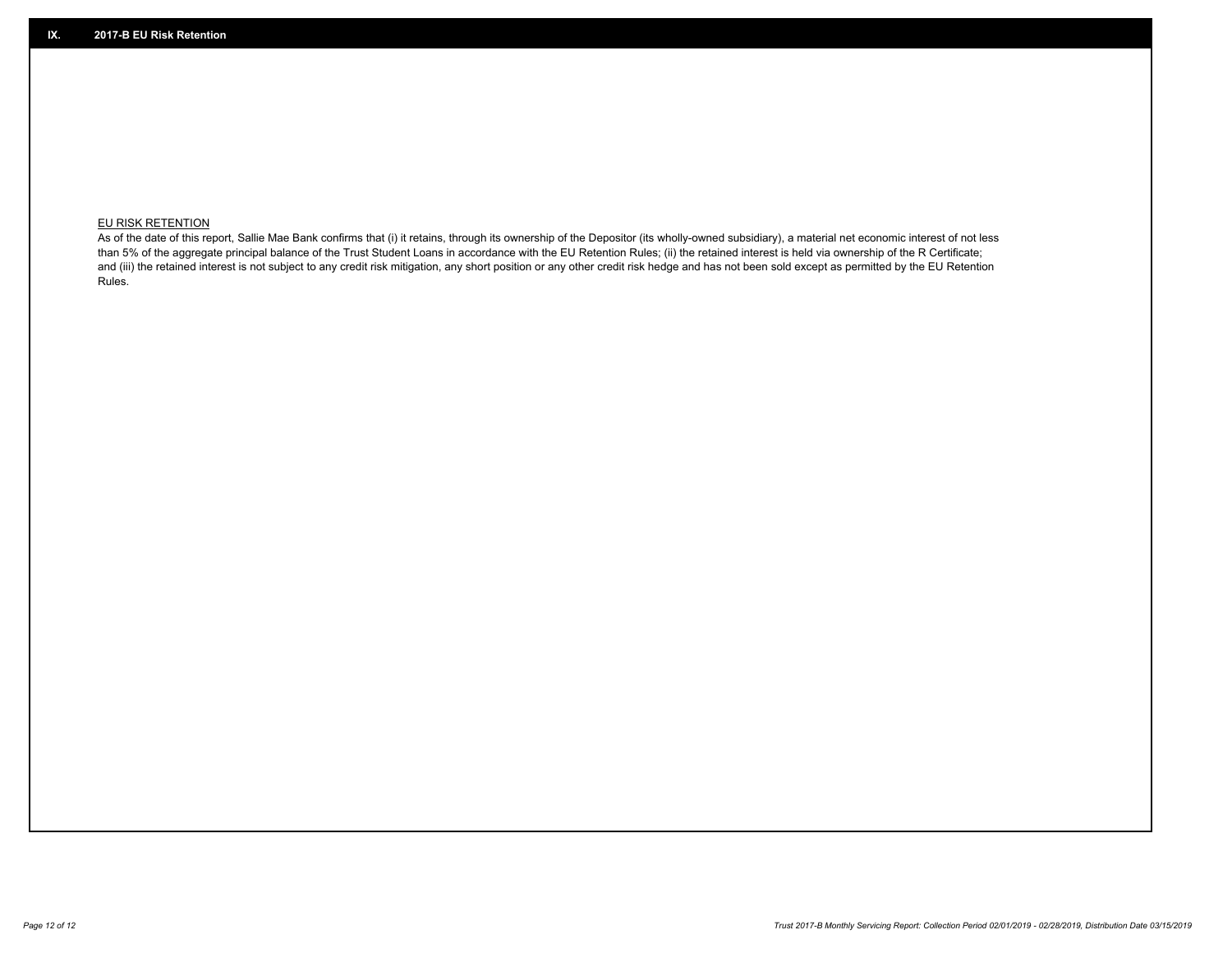## IX. 2017-B EU Risk Retention

EU RISK RETENTION

As of the date of this report, Sallie Mae Bank confirms that (i) it retains, through its ownership of the Depositor (its wholly-owned subsidiary), a material net economic interest of not less than 5% of the aggregate principal balance of the Trust Student Loans in accordance with the EU Retention Rules; (ii) the retained interest is held via ownership of the R Certificate; and (iii) the retained interest is not subject to any credit risk mitigation, any short position or any other credit risk hedge and has not been sold except as permitted by the EU Retention Rules.